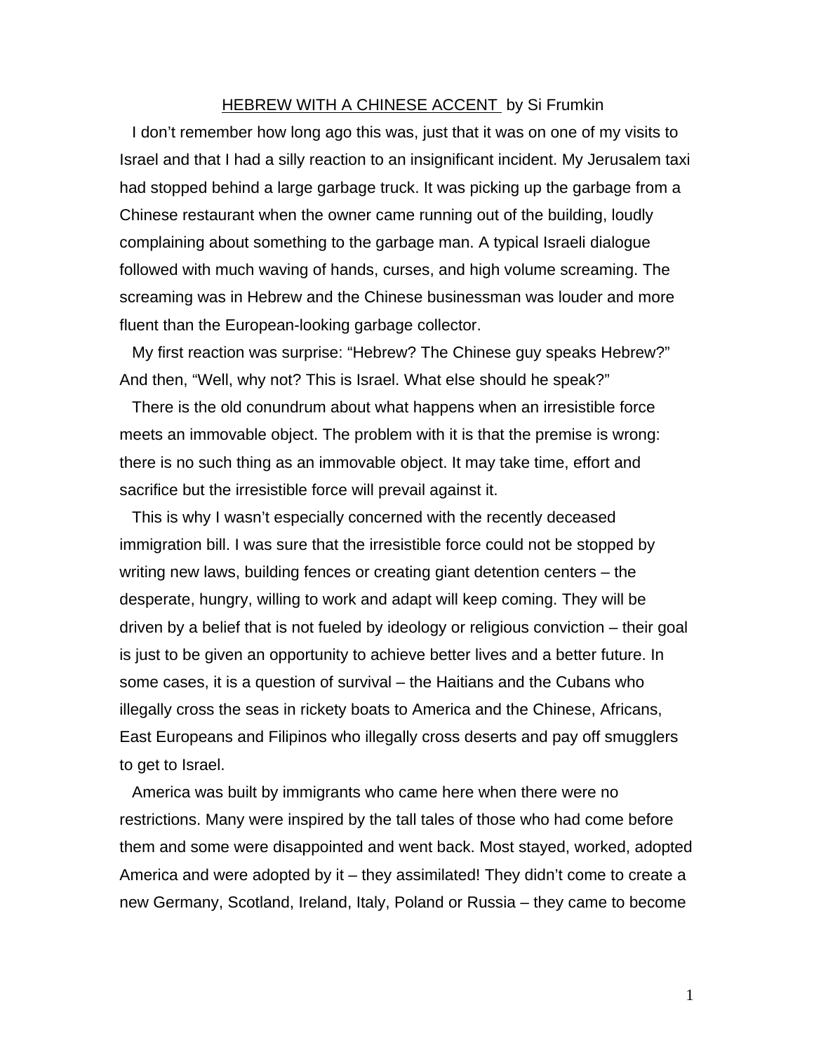# HEBREW WITH A CHINESE ACCENT by Si Frumkin

I don't remember how long ago this was, just that it was on one of my visits to Israel and that I had a silly reaction to an insignificant incident. My Jerusalem taxi had stopped behind a large garbage truck. It was picking up the garbage from a Chinese restaurant when the owner came running out of the building, loudly complaining about something to the garbage man. A typical Israeli dialogue followed with much waving of hands, curses, and high volume screaming. The screaming was in Hebrew and the Chinese businessman was louder and more fluent than the European-looking garbage collector.

My first reaction was surprise: "Hebrew? The Chinese guy speaks Hebrew?" And then, "Well, why not? This is Israel. What else should he speak?"

There is the old conundrum about what happens when an irresistible force meets an immovable object. The problem with it is that the premise is wrong: there is no such thing as an immovable object. It may take time, effort and sacrifice but the irresistible force will prevail against it.

This is why I wasn't especially concerned with the recently deceased immigration bill. I was sure that the irresistible force could not be stopped by writing new laws, building fences or creating giant detention centers – the desperate, hungry, willing to work and adapt will keep coming. They will be driven by a belief that is not fueled by ideology or religious conviction – their goal is just to be given an opportunity to achieve better lives and a better future. In some cases, it is a question of survival – the Haitians and the Cubans who illegally cross the seas in rickety boats to America and the Chinese, Africans, East Europeans and Filipinos who illegally cross deserts and pay off smugglers to get to Israel.

America was built by immigrants who came here when there were no restrictions. Many were inspired by the tall tales of those who had come before them and some were disappointed and went back. Most stayed, worked, adopted America and were adopted by it – they assimilated! They didn't come to create a new Germany, Scotland, Ireland, Italy, Poland or Russia – they came to become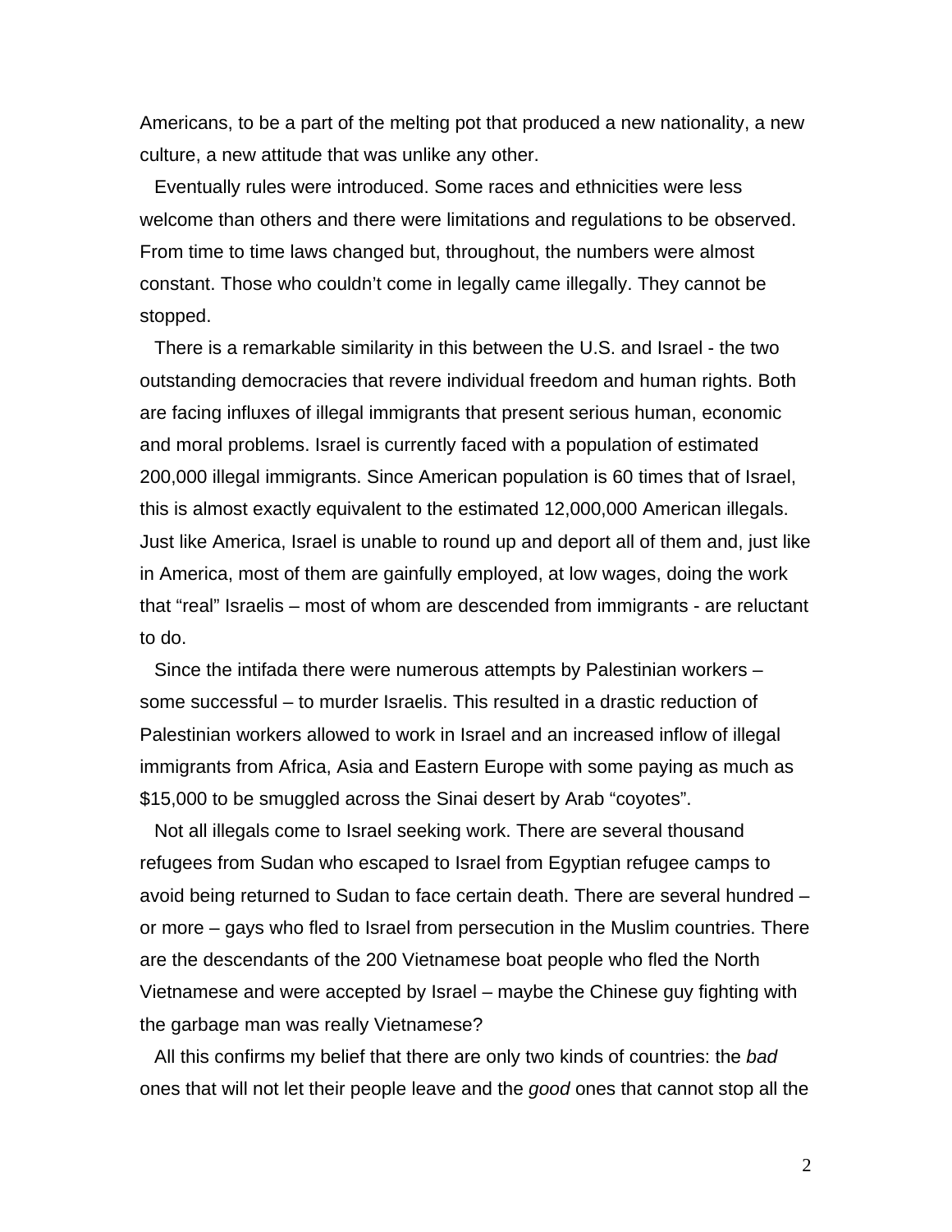Americans, to be a part of the melting pot that produced a new nationality, a new culture, a new attitude that was unlike any other.

Eventually rules were introduced. Some races and ethnicities were less welcome than others and there were limitations and regulations to be observed. From time to time laws changed but, throughout, the numbers were almost constant. Those who couldn't come in legally came illegally. They cannot be stopped.

There is a remarkable similarity in this between the U.S. and Israel - the two outstanding democracies that revere individual freedom and human rights. Both are facing influxes of illegal immigrants that present serious human, economic and moral problems. Israel is currently faced with a population of estimated 200,000 illegal immigrants. Since American population is 60 times that of Israel, this is almost exactly equivalent to the estimated 12,000,000 American illegals. Just like America, Israel is unable to round up and deport all of them and, just like in America, most of them are gainfully employed, at low wages, doing the work that "real" Israelis – most of whom are descended from immigrants - are reluctant to do.

Since the intifada there were numerous attempts by Palestinian workers – some successful – to murder Israelis. This resulted in a drastic reduction of Palestinian workers allowed to work in Israel and an increased inflow of illegal immigrants from Africa, Asia and Eastern Europe with some paying as much as $15,000 to be smuggled across the Sinai desert by Arab "coyotes".

Not all illegals come to Israel seeking work. There are several thousand refugees from Sudan who escaped to Israel from Egyptian refugee camps to avoid being returned to Sudan to face certain death. There are several hundred – or more – gays who fled to Israel from persecution in the Muslim countries. There are the descendants of the 200 Vietnamese boat people who fled the North Vietnamese and were accepted by Israel – maybe the Chinese guy fighting with the garbage man was really Vietnamese?

All this confirms my belief that there are only two kinds of countries: the *bad* ones that will not let their people leave and the *good* ones that cannot stop all the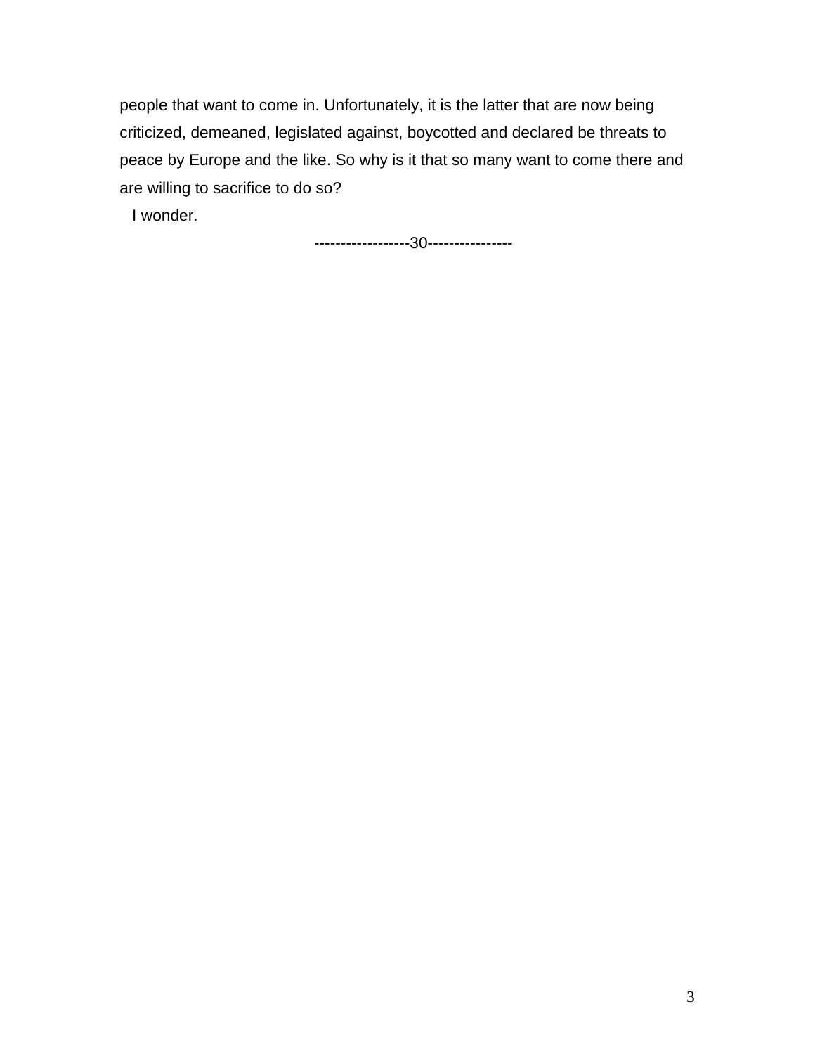people that want to come in. Unfortunately, it is the latter that are now being criticized, demeaned, legislated against, boycotted and declared be threats to peace by Europe and the like. So why is it that so many want to come there and are willing to sacrifice to do so?

I wonder.

------------------30----------------